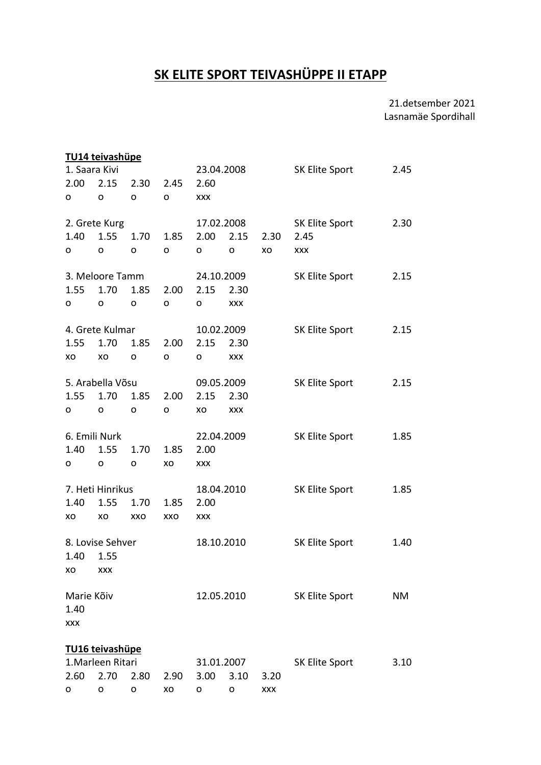# SK ELITE SPORT TEIVASHÜPPE II ETAPP

21.detsember 2021
Lasnamäe Spordihall

**TU14 teivashüpe**

1. Saara Kivi 23.04.2008 SK Elite Sport 2.45

| 2.00 | 2.15 | 2.30 | 2.45 | 2.60 |
|---|---|---|---|---|
| o | o | o | o | xxx |

2. Grete Kurg 17.02.2008 SK Elite Sport 2.30

| 1.40 | 1.55 | 1.70 | 1.85 | 2.00 | 2.15 | 2.30 | 2.45 |
|---|---|---|---|---|---|---|---|
| o | o | o | o | o | o | xo | xxx |

3. Meloore Tamm 24.10.2009 SK Elite Sport 2.15

| 1.55 | 1.70 | 1.85 | 2.00 | 2.15 | 2.30 |
|---|---|---|---|---|---|
| o | o | o | o | o | xxx |

4. Grete Kulmar 10.02.2009 SK Elite Sport 2.15

| 1.55 | 1.70 | 1.85 | 2.00 | 2.15 | 2.30 |
|---|---|---|---|---|---|
| xo | xo | o | o | o | xxx |

5. Arabella Võsu 09.05.2009 SK Elite Sport 2.15

| 1.55 | 1.70 | 1.85 | 2.00 | 2.15 | 2.30 |
|---|---|---|---|---|---|
| o | o | o | o | xo | xxx |

6. Emili Nurk 22.04.2009 SK Elite Sport 1.85

| 1.40 | 1.55 | 1.70 | 1.85 | 2.00 |
|---|---|---|---|---|
| o | o | o | xo | xxx |

7. Heti Hinrikus 18.04.2010 SK Elite Sport 1.85

| 1.40 | 1.55 | 1.70 | 1.85 | 2.00 |
|---|---|---|---|---|
| xo | xo | xxo | xxo | xxx |

8. Lovise Sehver 18.10.2010 SK Elite Sport 1.40

| 1.40 | 1.55 |
|---|---|
| xo | xxx |

Marie Kõiv 12.05.2010 SK Elite Sport NM

| 1.40 |
|---|
| xxx |

**TU16 teivashüpe**

1.Marleen Ritari 31.01.2007 SK Elite Sport 3.10

| 2.60 | 2.70 | 2.80 | 2.90 | 3.00 | 3.10 | 3.20 |
|---|---|---|---|---|---|---|
| o | o | o | xo | o | o | xxx |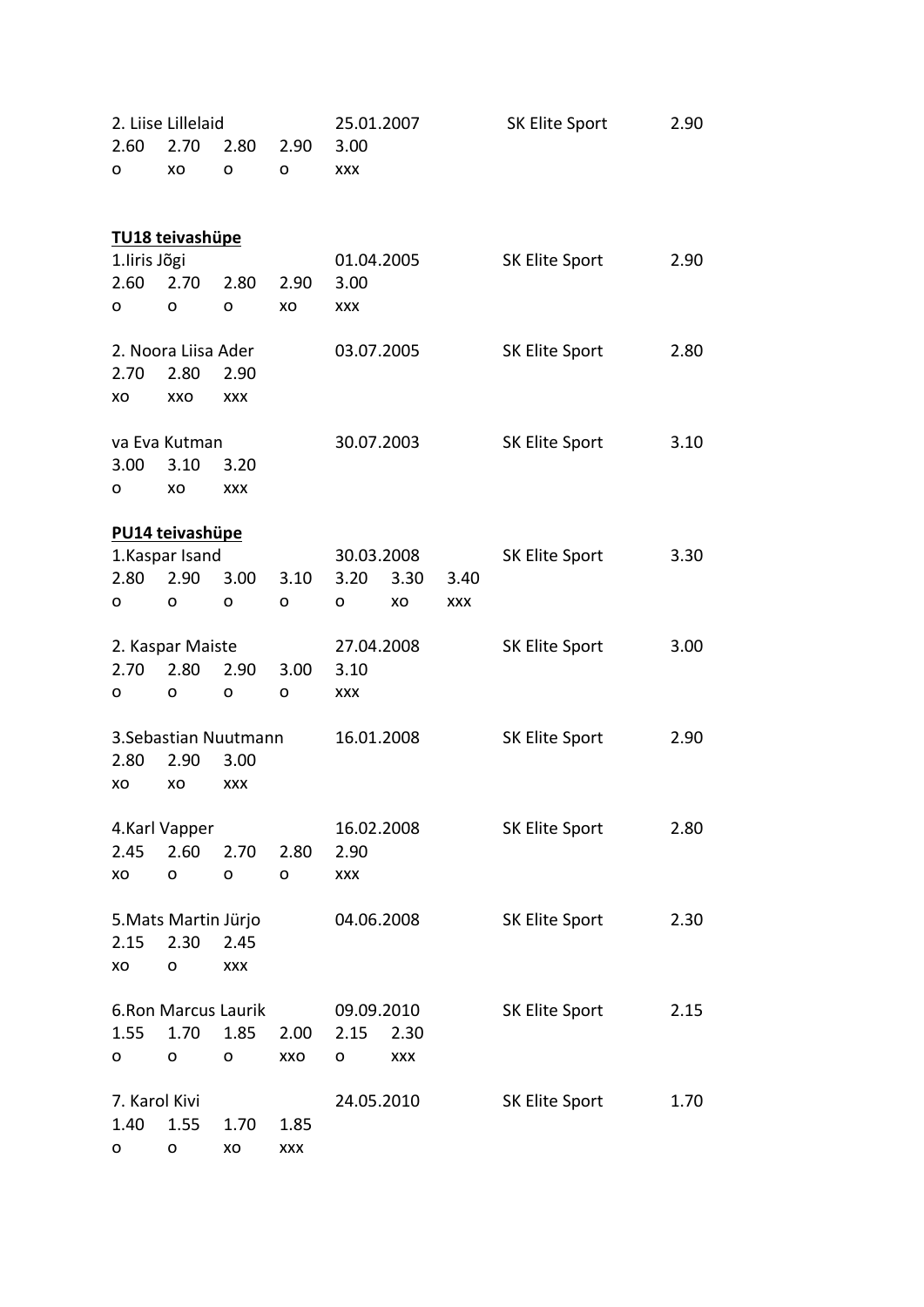2. Liise Lillelaid 25.01.2007 SK Elite Sport 2.90

| 2.60 | 2.70 | 2.80 | 2.90 | 3.00 |
|---|---|---|---|---|
| o | xo | o | o | xxx |

**TU18 teivashüpe**

1.Iiris Jõgi 01.04.2005 SK Elite Sport 2.90

| 2.60 | 2.70 | 2.80 | 2.90 | 3.00 |
|---|---|---|---|---|
| o | o | o | xo | xxx |

2. Noora Liisa Ader 03.07.2005 SK Elite Sport 2.80

| 2.70 | 2.80 | 2.90 |
|---|---|---|
| xo | xxo | xxx |

va Eva Kutman 30.07.2003 SK Elite Sport 3.10

| 3.00 | 3.10 | 3.20 |
|---|---|---|
| o | xo | xxx |

**PU14 teivashüpe**

1.Kaspar Isand 30.03.2008 SK Elite Sport 3.30

| 2.80 | 2.90 | 3.00 | 3.10 | 3.20 | 3.30 | 3.40 |
|---|---|---|---|---|---|---|
| o | o | o | o | o | xo | xxx |

2. Kaspar Maiste 27.04.2008 SK Elite Sport 3.00

| 2.70 | 2.80 | 2.90 | 3.00 | 3.10 |
|---|---|---|---|---|
| o | o | o | o | xxx |

3.Sebastian Nuutmann 16.01.2008 SK Elite Sport 2.90

| 2.80 | 2.90 | 3.00 |
|---|---|---|
| xo | xo | xxx |

4.Karl Vapper 16.02.2008 SK Elite Sport 2.80

| 2.45 | 2.60 | 2.70 | 2.80 | 2.90 |
|---|---|---|---|---|
| xo | o | o | o | xxx |

5.Mats Martin Jürjo 04.06.2008 SK Elite Sport 2.30

| 2.15 | 2.30 | 2.45 |
|---|---|---|
| xo | o | xxx |

6.Ron Marcus Laurik 09.09.2010 SK Elite Sport 2.15

| 1.55 | 1.70 | 1.85 | 2.00 | 2.15 | 2.30 |
|---|---|---|---|---|---|
| o | o | o | xxo | o | xxx |

7. Karol Kivi 24.05.2010 SK Elite Sport 1.70

| 1.40 | 1.55 | 1.70 | 1.85 |
|---|---|---|---|
| o | o | xo | xxx |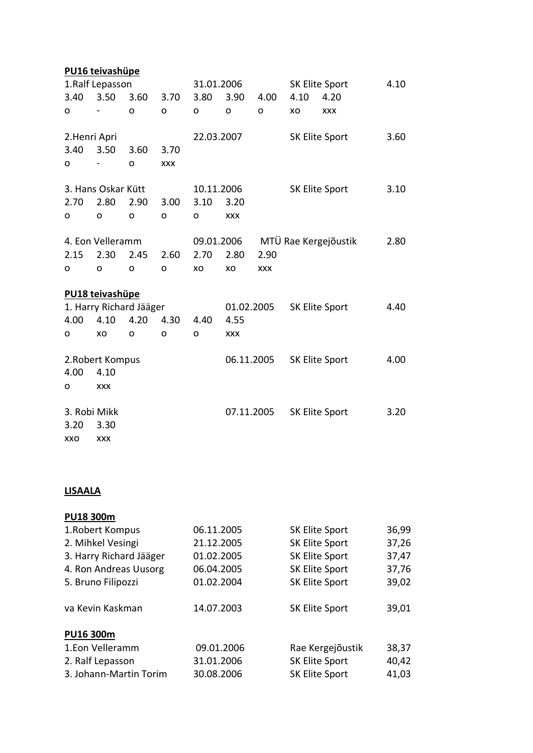**PU16 teivashüpe**

1.Ralf Lepasson 31.01.2006 SK Elite Sport 4.10

| 3.40 | 3.50 | 3.60 | 3.70 | 3.80 | 3.90 | 4.00 | 4.10 | 4.20 |
|---|---|---|---|---|---|---|---|---|
| o | - | o | o | o | o | o | xo | xxx |

2.Henri Apri 22.03.2007 SK Elite Sport 3.60

| 3.40 | 3.50 | 3.60 | 3.70 |
|---|---|---|---|
| o | - | o | xxx |

3. Hans Oskar Kütt 10.11.2006 SK Elite Sport 3.10

| 2.70 | 2.80 | 2.90 | 3.00 | 3.10 | 3.20 |
|---|---|---|---|---|---|
| o | o | o | o | o | xxx |

4. Eon Velleramm 09.01.2006 MTÜ Rae Kergejõustik 2.80

| 2.15 | 2.30 | 2.45 | 2.60 | 2.70 | 2.80 | 2.90 |
|---|---|---|---|---|---|---|
| o | o | o | o | xo | xo | xxx |

**PU18 teivashüpe**

1. Harry Richard Jääger 01.02.2005 SK Elite Sport 4.40

| 4.00 | 4.10 | 4.20 | 4.30 | 4.40 | 4.55 |
|---|---|---|---|---|---|
| o | xo | o | o | o | xxx |

2.Robert Kompus 06.11.2005 SK Elite Sport 4.00

| 4.00 | 4.10 |
|---|---|
| o | xxx |

3. Robi Mikk 07.11.2005 SK Elite Sport 3.20

| 3.20 | 3.30 |
|---|---|
| xxo | xxx |

**LISAALA**

**PU18 300m**

| | | | |
|---|---|---|---|
| 1.Robert Kompus | 06.11.2005 | SK Elite Sport | 36,99 |
| 2. Mihkel Vesingi | 21.12.2005 | SK Elite Sport | 37,26 |
| 3. Harry Richard Jääger | 01.02.2005 | SK Elite Sport | 37,47 |
| 4. Ron Andreas Uusorg | 06.04.2005 | SK Elite Sport | 37,76 |
| 5. Bruno Filipozzi | 01.02.2004 | SK Elite Sport | 39,02 |
| | | | |
| va Kevin Kaskman | 14.07.2003 | SK Elite Sport | 39,01 |

**PU16 300m**

| | | | |
|---|---|---|---|
| 1.Eon Velleramm | 09.01.2006 | Rae Kergejõustik | 38,37 |
| 2. Ralf Lepasson | 31.01.2006 | SK Elite Sport | 40,42 |
| 3. Johann-Martin Torim | 30.08.2006 | SK Elite Sport | 41,03 |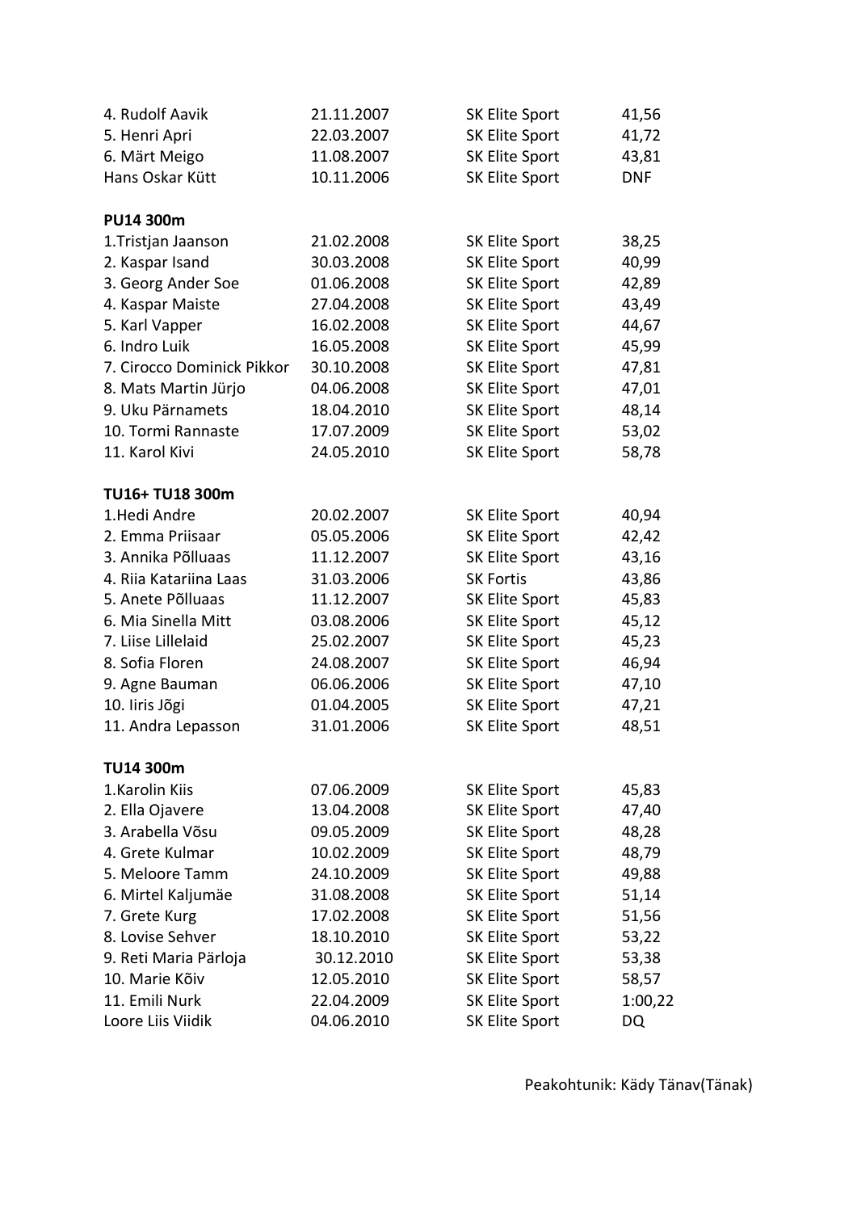| | | | |
|---|---|---|---|
| 4. Rudolf Aavik | 21.11.2007 | SK Elite Sport | 41,56 |
| 5. Henri Apri | 22.03.2007 | SK Elite Sport | 41,72 |
| 6. Märt Meigo | 11.08.2007 | SK Elite Sport | 43,81 |
| Hans Oskar Kütt | 10.11.2006 | SK Elite Sport | DNF |

**PU14 300m**

| | | | |
|---|---|---|---|
| 1.Tristjan Jaanson | 21.02.2008 | SK Elite Sport | 38,25 |
| 2. Kaspar Isand | 30.03.2008 | SK Elite Sport | 40,99 |
| 3. Georg Ander Soe | 01.06.2008 | SK Elite Sport | 42,89 |
| 4. Kaspar Maiste | 27.04.2008 | SK Elite Sport | 43,49 |
| 5. Karl Vapper | 16.02.2008 | SK Elite Sport | 44,67 |
| 6. Indro Luik | 16.05.2008 | SK Elite Sport | 45,99 |
| 7. Cirocco Dominick Pikkor | 30.10.2008 | SK Elite Sport | 47,81 |
| 8. Mats Martin Jürjo | 04.06.2008 | SK Elite Sport | 47,01 |
| 9. Uku Pärnamets | 18.04.2010 | SK Elite Sport | 48,14 |
| 10. Tormi Rannaste | 17.07.2009 | SK Elite Sport | 53,02 |
| 11. Karol Kivi | 24.05.2010 | SK Elite Sport | 58,78 |

**TU16+ TU18 300m**

| | | | |
|---|---|---|---|
| 1.Hedi Andre | 20.02.2007 | SK Elite Sport | 40,94 |
| 2. Emma Priisaar | 05.05.2006 | SK Elite Sport | 42,42 |
| 3. Annika Põlluaas | 11.12.2007 | SK Elite Sport | 43,16 |
| 4. Riia Katariina Laas | 31.03.2006 | SK Fortis | 43,86 |
| 5. Anete Põlluaas | 11.12.2007 | SK Elite Sport | 45,83 |
| 6. Mia Sinella Mitt | 03.08.2006 | SK Elite Sport | 45,12 |
| 7. Liise Lillelaid | 25.02.2007 | SK Elite Sport | 45,23 |
| 8. Sofia Floren | 24.08.2007 | SK Elite Sport | 46,94 |
| 9. Agne Bauman | 06.06.2006 | SK Elite Sport | 47,10 |
| 10. Iiris Jõgi | 01.04.2005 | SK Elite Sport | 47,21 |
| 11. Andra Lepasson | 31.01.2006 | SK Elite Sport | 48,51 |

**TU14 300m**

| | | | |
|---|---|---|---|
| 1.Karolin Kiis | 07.06.2009 | SK Elite Sport | 45,83 |
| 2. Ella Ojavere | 13.04.2008 | SK Elite Sport | 47,40 |
| 3. Arabella Võsu | 09.05.2009 | SK Elite Sport | 48,28 |
| 4. Grete Kulmar | 10.02.2009 | SK Elite Sport | 48,79 |
| 5. Meloore Tamm | 24.10.2009 | SK Elite Sport | 49,88 |
| 6. Mirtel Kaljumäe | 31.08.2008 | SK Elite Sport | 51,14 |
| 7. Grete Kurg | 17.02.2008 | SK Elite Sport | 51,56 |
| 8. Lovise Sehver | 18.10.2010 | SK Elite Sport | 53,22 |
| 9. Reti Maria Pärloja | 30.12.2010 | SK Elite Sport | 53,38 |
| 10. Marie Kõiv | 12.05.2010 | SK Elite Sport | 58,57 |
| 11. Emili Nurk | 22.04.2009 | SK Elite Sport | 1:00,22 |
| Loore Liis Viidik | 04.06.2010 | SK Elite Sport | DQ |

Peakohtunik: Lady Tänav(Tänak)